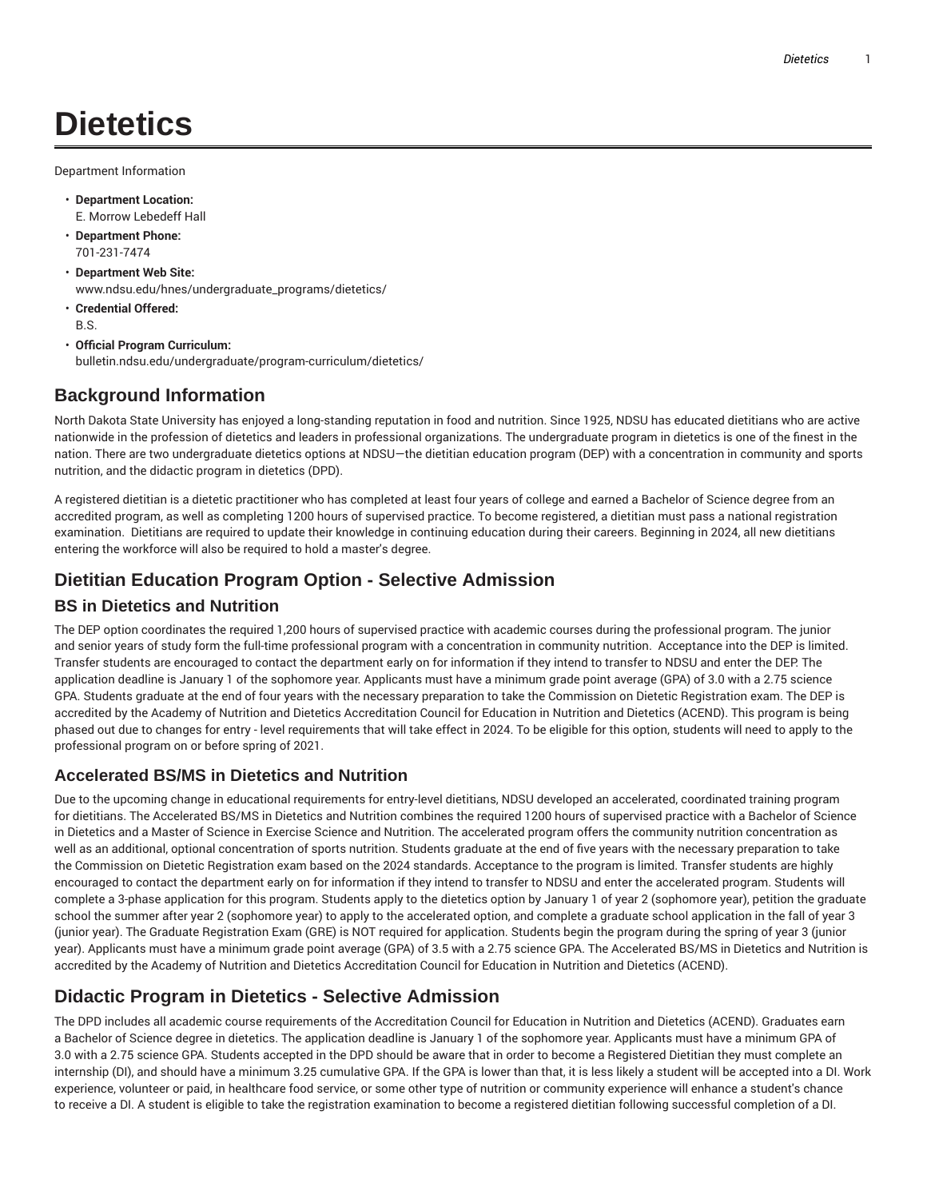# Dietetics

Department Information

- **Department Location:**
  E. Morrow Lebedeff Hall
- **Department Phone:**
  701-231-7474
- **Department Web Site:**
  www.ndsu.edu/hnes/undergraduate_programs/dietetics/
- **Credential Offered:**
  B.S.
- **Official Program Curriculum:**
  bulletin.ndsu.edu/undergraduate/program-curriculum/dietetics/

## Background Information

North Dakota State University has enjoyed a long-standing reputation in food and nutrition. Since 1925, NDSU has educated dietitians who are active nationwide in the profession of dietetics and leaders in professional organizations. The undergraduate program in dietetics is one of the finest in the nation. There are two undergraduate dietetics options at NDSU—the dietitian education program (DEP) with a concentration in community and sports nutrition, and the didactic program in dietetics (DPD).

A registered dietitian is a dietetic practitioner who has completed at least four years of college and earned a Bachelor of Science degree from an accredited program, as well as completing 1200 hours of supervised practice. To become registered, a dietitian must pass a national registration examination. Dietitians are required to update their knowledge in continuing education during their careers. Beginning in 2024, all new dietitians entering the workforce will also be required to hold a master's degree.

## Dietitian Education Program Option - Selective Admission

### BS in Dietetics and Nutrition

The DEP option coordinates the required 1,200 hours of supervised practice with academic courses during the professional program. The junior and senior years of study form the full-time professional program with a concentration in community nutrition. Acceptance into the DEP is limited. Transfer students are encouraged to contact the department early on for information if they intend to transfer to NDSU and enter the DEP. The application deadline is January 1 of the sophomore year. Applicants must have a minimum grade point average (GPA) of 3.0 with a 2.75 science GPA. Students graduate at the end of four years with the necessary preparation to take the Commission on Dietetic Registration exam. The DEP is accredited by the Academy of Nutrition and Dietetics Accreditation Council for Education in Nutrition and Dietetics (ACEND). This program is being phased out due to changes for entry - level requirements that will take effect in 2024. To be eligible for this option, students will need to apply to the professional program on or before spring of 2021.

### Accelerated BS/MS in Dietetics and Nutrition

Due to the upcoming change in educational requirements for entry-level dietitians, NDSU developed an accelerated, coordinated training program for dietitians. The Accelerated BS/MS in Dietetics and Nutrition combines the required 1200 hours of supervised practice with a Bachelor of Science in Dietetics and a Master of Science in Exercise Science and Nutrition. The accelerated program offers the community nutrition concentration as well as an additional, optional concentration of sports nutrition. Students graduate at the end of five years with the necessary preparation to take the Commission on Dietetic Registration exam based on the 2024 standards. Acceptance to the program is limited. Transfer students are highly encouraged to contact the department early on for information if they intend to transfer to NDSU and enter the accelerated program. Students will complete a 3-phase application for this program. Students apply to the dietetics option by January 1 of year 2 (sophomore year), petition the graduate school the summer after year 2 (sophomore year) to apply to the accelerated option, and complete a graduate school application in the fall of year 3 (junior year). The Graduate Registration Exam (GRE) is NOT required for application. Students begin the program during the spring of year 3 (junior year). Applicants must have a minimum grade point average (GPA) of 3.5 with a 2.75 science GPA. The Accelerated BS/MS in Dietetics and Nutrition is accredited by the Academy of Nutrition and Dietetics Accreditation Council for Education in Nutrition and Dietetics (ACEND).

## Didactic Program in Dietetics - Selective Admission

The DPD includes all academic course requirements of the Accreditation Council for Education in Nutrition and Dietetics (ACEND). Graduates earn a Bachelor of Science degree in dietetics. The application deadline is January 1 of the sophomore year. Applicants must have a minimum GPA of 3.0 with a 2.75 science GPA. Students accepted in the DPD should be aware that in order to become a Registered Dietitian they must complete an internship (DI), and should have a minimum 3.25 cumulative GPA. If the GPA is lower than that, it is less likely a student will be accepted into a DI. Work experience, volunteer or paid, in healthcare food service, or some other type of nutrition or community experience will enhance a student's chance to receive a DI. A student is eligible to take the registration examination to become a registered dietitian following successful completion of a DI.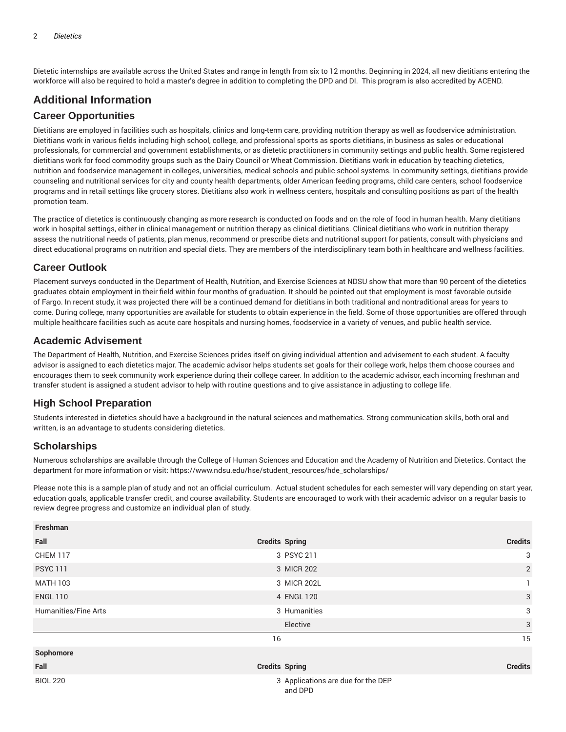Dietetic internships are available across the United States and range in length from six to 12 months. Beginning in 2024, all new dietitians entering the workforce will also be required to hold a master's degree in addition to completing the DPD and DI. This program is also accredited by ACEND.

## Additional Information

### Career Opportunities

Dietitians are employed in facilities such as hospitals, clinics and long-term care, providing nutrition therapy as well as foodservice administration. Dietitians work in various fields including high school, college, and professional sports as sports dietitians, in business as sales or educational professionals, for commercial and government establishments, or as dietetic practitioners in community settings and public health. Some registered dietitians work for food commodity groups such as the Dairy Council or Wheat Commission. Dietitians work in education by teaching dietetics, nutrition and foodservice management in colleges, universities, medical schools and public school systems. In community settings, dietitians provide counseling and nutritional services for city and county health departments, older American feeding programs, child care centers, school foodservice programs and in retail settings like grocery stores. Dietitians also work in wellness centers, hospitals and consulting positions as part of the health promotion team.

The practice of dietetics is continuously changing as more research is conducted on foods and on the role of food in human health. Many dietitians work in hospital settings, either in clinical management or nutrition therapy as clinical dietitians. Clinical dietitians who work in nutrition therapy assess the nutritional needs of patients, plan menus, recommend or prescribe diets and nutritional support for patients, consult with physicians and direct educational programs on nutrition and special diets. They are members of the interdisciplinary team both in healthcare and wellness facilities.

### Career Outlook

Placement surveys conducted in the Department of Health, Nutrition, and Exercise Sciences at NDSU show that more than 90 percent of the dietetics graduates obtain employment in their field within four months of graduation. It should be pointed out that employment is most favorable outside of Fargo. In recent study, it was projected there will be a continued demand for dietitians in both traditional and nontraditional areas for years to come. During college, many opportunities are available for students to obtain experience in the field. Some of those opportunities are offered through multiple healthcare facilities such as acute care hospitals and nursing homes, foodservice in a variety of venues, and public health service.

### Academic Advisement

The Department of Health, Nutrition, and Exercise Sciences prides itself on giving individual attention and advisement to each student. A faculty advisor is assigned to each dietetics major. The academic advisor helps students set goals for their college work, helps them choose courses and encourages them to seek community work experience during their college career. In addition to the academic advisor, each incoming freshman and transfer student is assigned a student advisor to help with routine questions and to give assistance in adjusting to college life.

### High School Preparation

Students interested in dietetics should have a background in the natural sciences and mathematics. Strong communication skills, both oral and written, is an advantage to students considering dietetics.

### Scholarships

Numerous scholarships are available through the College of Human Sciences and Education and the Academy of Nutrition and Dietetics. Contact the department for more information or visit: https://www.ndsu.edu/hse/student_resources/hde_scholarships/

Please note this is a sample plan of study and not an official curriculum. Actual student schedules for each semester will vary depending on start year, education goals, applicable transfer credit, and course availability. Students are encouraged to work with their academic advisor on a regular basis to review degree progress and customize an individual plan of study.

| **Freshman** | | | |
|---|---|---|---|
| **Fall** | **Credits** | **Spring** | **Credits** |
| CHEM 117 | 3 | PSYC 211 | 3 |
| PSYC 111 | 3 | MICR 202 | 2 |
| MATH 103 | 3 | MICR 202L | 1 |
| ENGL 110 | 4 | ENGL 120 | 3 |
| Humanities/Fine Arts | 3 | Humanities | 3 |
| | | Elective | 3 |
| | 16 | | 15 |
| **Sophomore** | | | |
| **Fall** | **Credits** | **Spring** | **Credits** |
| BIOL 220 | 3 | Applications are due for the DEP and DPD | |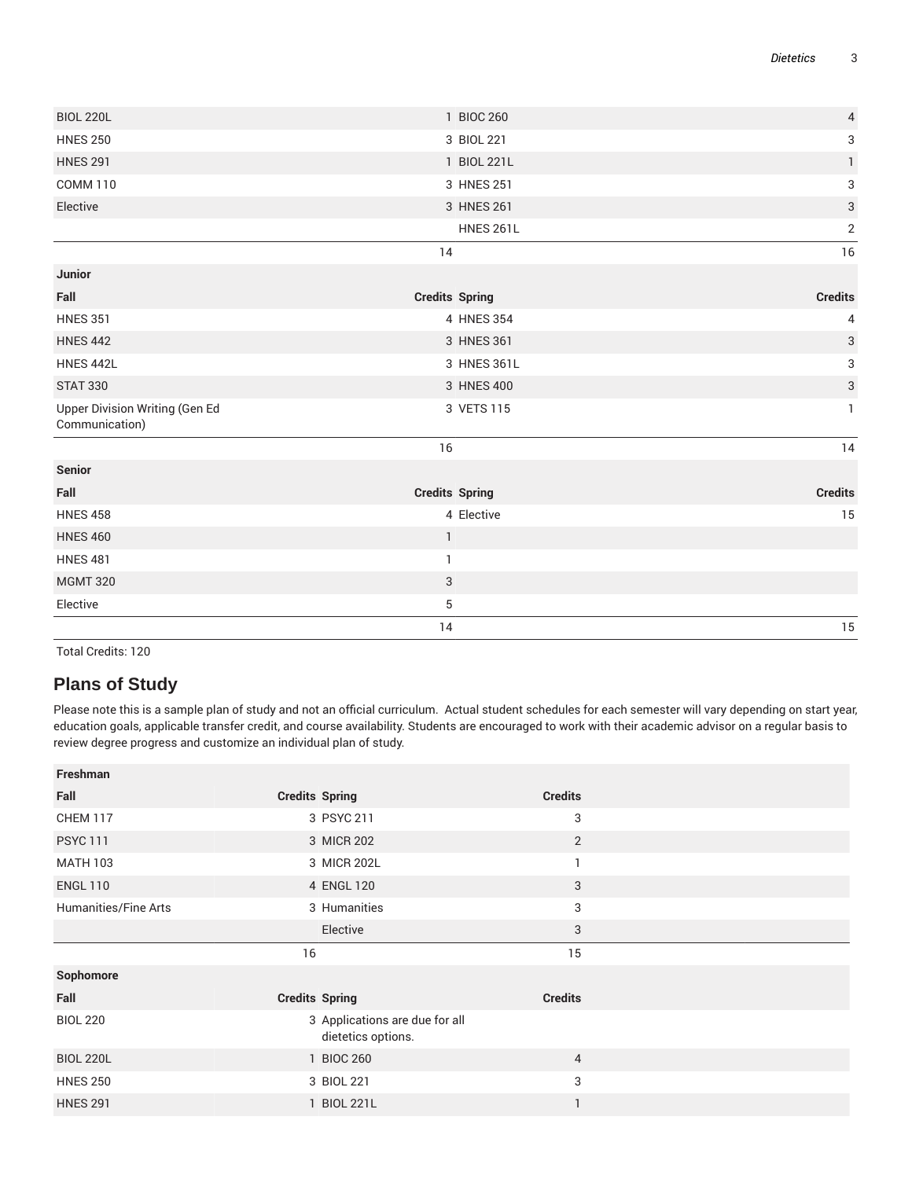| | | | |
|---|---|---|---|
| BIOL 220L | 1 | BIOC 260 | 4 |
| HNES 250 | 3 | BIOL 221 | 3 |
| HNES 291 | 1 | BIOL 221L | 1 |
| COMM 110 | 3 | HNES 251 | 3 |
| Elective | 3 | HNES 261 | 3 |
| | | HNES 261L | 2 |
| | 14 | | 16 |
| **Junior** | | | |
| **Fall** | **Credits** | **Spring** | **Credits** |
| HNES 351 | 4 | HNES 354 | 4 |
| HNES 442 | 3 | HNES 361 | 3 |
| HNES 442L | 3 | HNES 361L | 3 |
| STAT 330 | 3 | HNES 400 | 3 |
| Upper Division Writing (Gen Ed Communication) | 3 | VETS 115 | 1 |
| | 16 | | 14 |
| **Senior** | | | |
| **Fall** | **Credits** | **Spring** | **Credits** |
| HNES 458 | 4 | Elective | 15 |
| HNES 460 | 1 | | |
| HNES 481 | 1 | | |
| MGMT 320 | 3 | | |
| Elective | 5 | | |
| | 14 | | 15 |

Total Credits: 120

## Plans of Study

Please note this is a sample plan of study and not an official curriculum. Actual student schedules for each semester will vary depending on start year, education goals, applicable transfer credit, and course availability. Students are encouraged to work with their academic advisor on a regular basis to review degree progress and customize an individual plan of study.

| **Freshman** | | | |
|---|---|---|---|
| **Fall** | **Credits** | **Spring** | **Credits** |
| CHEM 117 | 3 | PSYC 211 | 3 |
| PSYC 111 | 3 | MICR 202 | 2 |
| MATH 103 | 3 | MICR 202L | 1 |
| ENGL 110 | 4 | ENGL 120 | 3 |
| Humanities/Fine Arts | 3 | Humanities | 3 |
| | | Elective | 3 |
| | 16 | | 15 |
| **Sophomore** | | | |
| **Fall** | **Credits** | **Spring** | **Credits** |
| BIOL 220 | 3 | Applications are due for all dietetics options. | |
| BIOL 220L | 1 | BIOC 260 | 4 |
| HNES 250 | 3 | BIOL 221 | 3 |
| HNES 291 | 1 | BIOL 221L | 1 |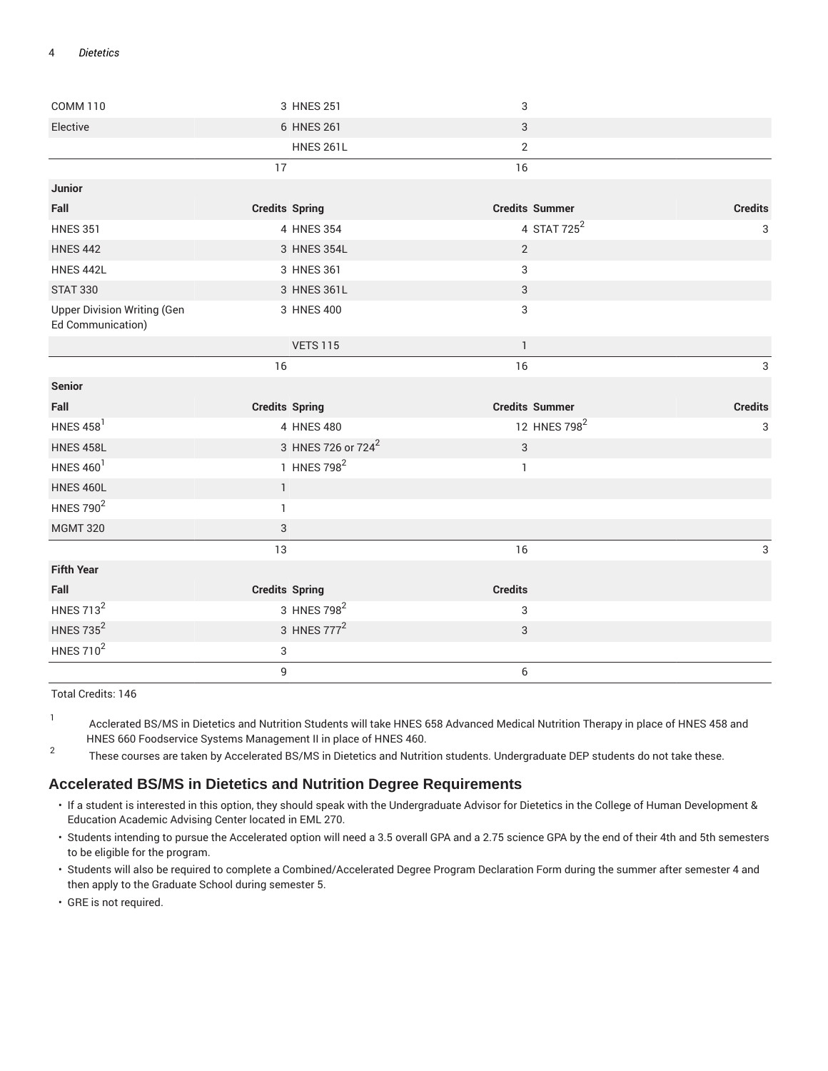| | | | | | |
|---|---|---|---|---|---|
| COMM 110 | 3 | HNES 251 | 3 | | |
| Elective | 6 | HNES 261 | 3 | | |
| | | HNES 261L | 2 | | |
| | 17 | | 16 | | |
| **Junior** | | | | | |
| **Fall** | **Credits** | **Spring** | **Credits** | **Summer** | **Credits** |
| HNES 351 | 4 | HNES 354 | 4 | STAT 725[2] | 3 |
| HNES 442 | 3 | HNES 354L | 2 | | |
| HNES 442L | 3 | HNES 361 | 3 | | |
| STAT 330 | 3 | HNES 361L | 3 | | |
| Upper Division Writing (Gen Ed Communication) | 3 | HNES 400 | 3 | | |
| | | VETS 115 | 1 | | |
| | 16 | | 16 | | 3 |
| **Senior** | | | | | |
| **Fall** | **Credits** | **Spring** | **Credits** | **Summer** | **Credits** |
| HNES 458[1] | 4 | HNES 480 | 12 | HNES 798[2] | 3 |
| HNES 458L | 3 | HNES 726 or 724[2] | 3 | | |
| HNES 460[1] | 1 | HNES 798[2] | 1 | | |
| HNES 460L | 1 | | | | |
| HNES 790[2] | 1 | | | | |
| MGMT 320 | 3 | | | | |
| | 13 | | 16 | | 3 |
| **Fifth Year** | | | | | |
| **Fall** | **Credits** | **Spring** | **Credits** | | |
| HNES 713[2] | 3 | HNES 798[2] | 3 | | |
| HNES 735[2] | 3 | HNES 777[2] | 3 | | |
| HNES 710[2] | 3 | | | | |
| | 9 | | 6 | | |

Total Credits: 146

1. Acclerated BS/MS in Dietetics and Nutrition Students will take HNES 658 Advanced Medical Nutrition Therapy in place of HNES 458 and HNES 660 Foodservice Systems Management II in place of HNES 460.
2. These courses are taken by Accelerated BS/MS in Dietetics and Nutrition students. Undergraduate DEP students do not take these.

## Accelerated BS/MS in Dietetics and Nutrition Degree Requirements

- If a student is interested in this option, they should speak with the Undergraduate Advisor for Dietetics in the College of Human Development & Education Academic Advising Center located in EML 270.
- Students intending to pursue the Accelerated option will need a 3.5 overall GPA and a 2.75 science GPA by the end of their 4th and 5th semesters to be eligible for the program.
- Students will also be required to complete a Combined/Accelerated Degree Program Declaration Form during the summer after semester 4 and then apply to the Graduate School during semester 5.
- GRE is not required.